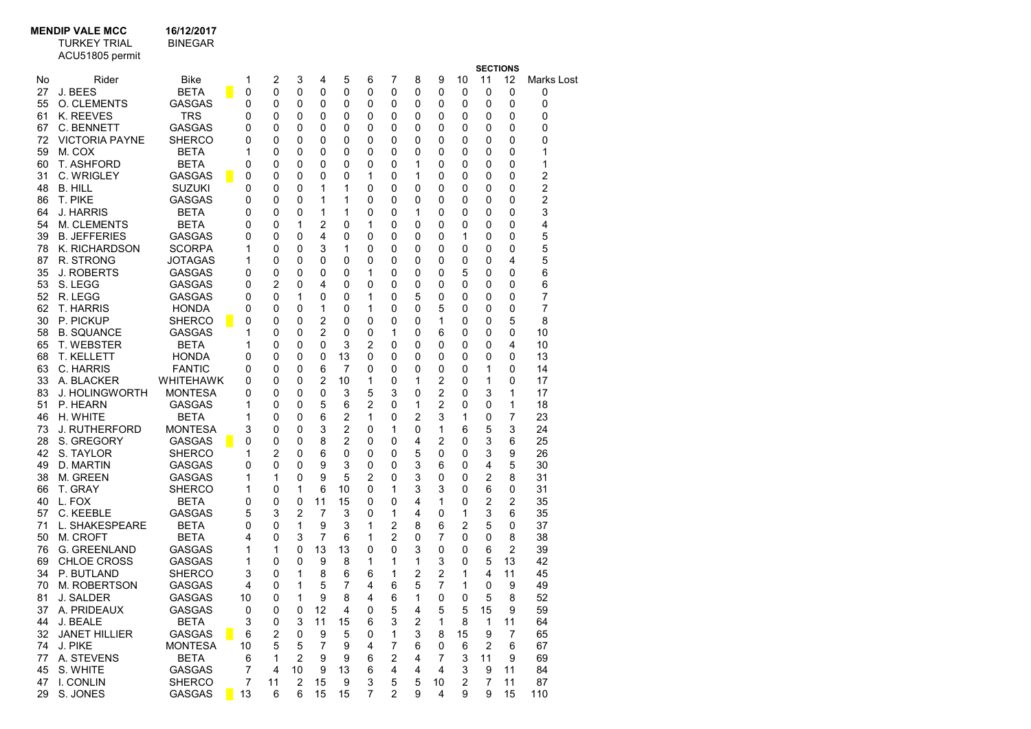**MENDIP VALE MCC** **16/12/2017**

TURKEY TRIAL BINEGAR

ACU51805 permit

| No | Rider | Bike | | SECTIONS 1 | 2 | 3 | 4 | 5 | 6 | 7 | 8 | 9 | 10 | 11 | 12 | Marks Lost |
|---|---|---|---|---|---|---|---|---|---|---|---|---|---|---|---|---|
| 27 | J. BEES | BETA | | 0 | 0 | 0 | 0 | 0 | 0 | 0 | 0 | 0 | 0 | 0 | 0 | 0 |
| 55 | O. CLEMENTS | GASGAS | | 0 | 0 | 0 | 0 | 0 | 0 | 0 | 0 | 0 | 0 | 0 | 0 | 0 |
| 61 | K. REEVES | TRS | | 0 | 0 | 0 | 0 | 0 | 0 | 0 | 0 | 0 | 0 | 0 | 0 | 0 |
| 67 | C. BENNETT | GASGAS | | 0 | 0 | 0 | 0 | 0 | 0 | 0 | 0 | 0 | 0 | 0 | 0 | 0 |
| 72 | VICTORIA PAYNE | SHERCO | | 0 | 0 | 0 | 0 | 0 | 0 | 0 | 0 | 0 | 0 | 0 | 0 | 0 |
| 59 | M. COX | BETA | | 1 | 0 | 0 | 0 | 0 | 0 | 0 | 0 | 0 | 0 | 0 | 0 | 1 |
| 60 | T. ASHFORD | BETA | | 0 | 0 | 0 | 0 | 0 | 0 | 0 | 1 | 0 | 0 | 0 | 0 | 1 |
| 31 | C. WRIGLEY | GASGAS | | 0 | 0 | 0 | 0 | 0 | 1 | 0 | 1 | 0 | 0 | 0 | 0 | 2 |
| 48 | B. HILL | SUZUKI | | 0 | 0 | 0 | 1 | 1 | 0 | 0 | 0 | 0 | 0 | 0 | 0 | 2 |
| 86 | T. PIKE | GASGAS | | 0 | 0 | 0 | 1 | 1 | 0 | 0 | 0 | 0 | 0 | 0 | 0 | 2 |
| 64 | J. HARRIS | BETA | | 0 | 0 | 0 | 1 | 1 | 0 | 0 | 1 | 0 | 0 | 0 | 0 | 3 |
| 54 | M. CLEMENTS | BETA | | 0 | 0 | 1 | 2 | 0 | 1 | 0 | 0 | 0 | 0 | 0 | 0 | 4 |
| 39 | B. JEFFERIES | GASGAS | | 0 | 0 | 0 | 4 | 0 | 0 | 0 | 0 | 0 | 1 | 0 | 0 | 5 |
| 78 | K. RICHARDSON | SCORPA | | 1 | 0 | 0 | 3 | 1 | 0 | 0 | 0 | 0 | 0 | 0 | 0 | 5 |
| 87 | R. STRONG | JOTAGAS | | 1 | 0 | 0 | 0 | 0 | 0 | 0 | 0 | 0 | 0 | 0 | 4 | 5 |
| 35 | J. ROBERTS | GASGAS | | 0 | 0 | 0 | 0 | 0 | 1 | 0 | 0 | 0 | 5 | 0 | 0 | 6 |
| 53 | S. LEGG | GASGAS | | 0 | 2 | 0 | 4 | 0 | 0 | 0 | 0 | 0 | 0 | 0 | 0 | 6 |
| 52 | R. LEGG | GASGAS | | 0 | 0 | 1 | 0 | 0 | 1 | 0 | 5 | 0 | 0 | 0 | 0 | 7 |
| 62 | T. HARRIS | HONDA | | 0 | 0 | 0 | 1 | 0 | 1 | 0 | 0 | 5 | 0 | 0 | 0 | 7 |
| 30 | P. PICKUP | SHERCO | | 0 | 0 | 0 | 2 | 0 | 0 | 0 | 0 | 1 | 0 | 0 | 5 | 8 |
| 58 | B. SQUANCE | GASGAS | | 1 | 0 | 0 | 2 | 0 | 0 | 1 | 0 | 6 | 0 | 0 | 0 | 10 |
| 65 | T. WEBSTER | BETA | | 1 | 0 | 0 | 0 | 3 | 2 | 0 | 0 | 0 | 0 | 0 | 4 | 10 |
| 68 | T. KELLETT | HONDA | | 0 | 0 | 0 | 0 | 13 | 0 | 0 | 0 | 0 | 0 | 0 | 0 | 13 |
| 63 | C. HARRIS | FANTIC | | 0 | 0 | 0 | 6 | 7 | 0 | 0 | 0 | 0 | 0 | 1 | 0 | 14 |
| 33 | A. BLACKER | WHITEHAWK | | 0 | 0 | 0 | 2 | 10 | 1 | 0 | 1 | 2 | 0 | 1 | 0 | 17 |
| 83 | J. HOLINGWORTH | MONTESA | | 0 | 0 | 0 | 0 | 3 | 5 | 3 | 0 | 2 | 0 | 3 | 1 | 17 |
| 51 | P. HEARN | GASGAS | | 1 | 0 | 0 | 5 | 6 | 2 | 0 | 1 | 2 | 0 | 0 | 1 | 18 |
| 46 | H. WHITE | BETA | | 1 | 0 | 0 | 6 | 2 | 1 | 0 | 2 | 3 | 1 | 0 | 7 | 23 |
| 73 | J. RUTHERFORD | MONTESA | | 3 | 0 | 0 | 3 | 2 | 0 | 1 | 0 | 1 | 6 | 5 | 3 | 24 |
| 28 | S. GREGORY | GASGAS | | 0 | 0 | 0 | 8 | 2 | 0 | 0 | 4 | 2 | 0 | 3 | 6 | 25 |
| 42 | S. TAYLOR | SHERCO | | 1 | 2 | 0 | 6 | 0 | 0 | 0 | 5 | 0 | 0 | 3 | 9 | 26 |
| 49 | D. MARTIN | GASGAS | | 0 | 0 | 0 | 9 | 3 | 0 | 0 | 3 | 6 | 0 | 4 | 5 | 30 |
| 38 | M. GREEN | GASGAS | | 1 | 1 | 0 | 9 | 5 | 2 | 0 | 3 | 0 | 0 | 2 | 8 | 31 |
| 66 | T. GRAY | SHERCO | | 1 | 0 | 1 | 6 | 10 | 0 | 1 | 3 | 3 | 0 | 6 | 0 | 31 |
| 40 | L. FOX | BETA | | 0 | 0 | 0 | 11 | 15 | 0 | 0 | 4 | 1 | 0 | 2 | 2 | 35 |
| 57 | C. KEEBLE | GASGAS | | 5 | 3 | 2 | 7 | 3 | 0 | 1 | 4 | 0 | 1 | 3 | 6 | 35 |
| 71 | L. SHAKESPEARE | BETA | | 0 | 0 | 1 | 9 | 3 | 1 | 2 | 8 | 6 | 2 | 5 | 0 | 37 |
| 50 | M. CROFT | BETA | | 4 | 0 | 3 | 7 | 6 | 1 | 2 | 0 | 7 | 0 | 0 | 8 | 38 |
| 76 | G. GREENLAND | GASGAS | | 1 | 1 | 0 | 13 | 13 | 0 | 0 | 3 | 0 | 0 | 6 | 2 | 39 |
| 69 | CHLOE CROSS | GASGAS | | 1 | 0 | 0 | 9 | 8 | 1 | 1 | 1 | 3 | 0 | 5 | 13 | 42 |
| 34 | P. BUTLAND | SHERCO | | 3 | 0 | 1 | 8 | 6 | 6 | 1 | 2 | 2 | 1 | 4 | 11 | 45 |
| 70 | M. ROBERTSON | GASGAS | | 4 | 0 | 1 | 5 | 7 | 4 | 6 | 5 | 7 | 1 | 0 | 9 | 49 |
| 81 | J. SALDER | GASGAS | | 10 | 0 | 1 | 9 | 8 | 4 | 6 | 1 | 0 | 0 | 5 | 8 | 52 |
| 37 | A. PRIDEAUX | GASGAS | | 0 | 0 | 0 | 12 | 4 | 0 | 5 | 4 | 5 | 5 | 15 | 9 | 59 |
| 44 | J. BEALE | BETA | | 3 | 0 | 3 | 11 | 15 | 6 | 3 | 2 | 1 | 8 | 1 | 11 | 64 |
| 32 | JANET HILLIER | GASGAS | | 6 | 2 | 0 | 9 | 5 | 0 | 1 | 3 | 8 | 15 | 9 | 7 | 65 |
| 74 | J. PIKE | MONTESA | | 10 | 5 | 5 | 7 | 9 | 4 | 7 | 6 | 0 | 6 | 2 | 6 | 67 |
| 77 | A. STEVENS | BETA | | 6 | 1 | 2 | 9 | 9 | 6 | 2 | 4 | 7 | 3 | 11 | 9 | 69 |
| 45 | S. WHITE | GASGAS | | 7 | 4 | 10 | 9 | 13 | 6 | 4 | 4 | 4 | 3 | 9 | 11 | 84 |
| 47 | I. CONLIN | SHERCO | | 7 | 11 | 2 | 15 | 9 | 3 | 5 | 5 | 10 | 2 | 7 | 11 | 87 |
| 29 | S. JONES | GASGAS | | 13 | 6 | 6 | 15 | 15 | 7 | 2 | 9 | 4 | 9 | 9 | 15 | 110 |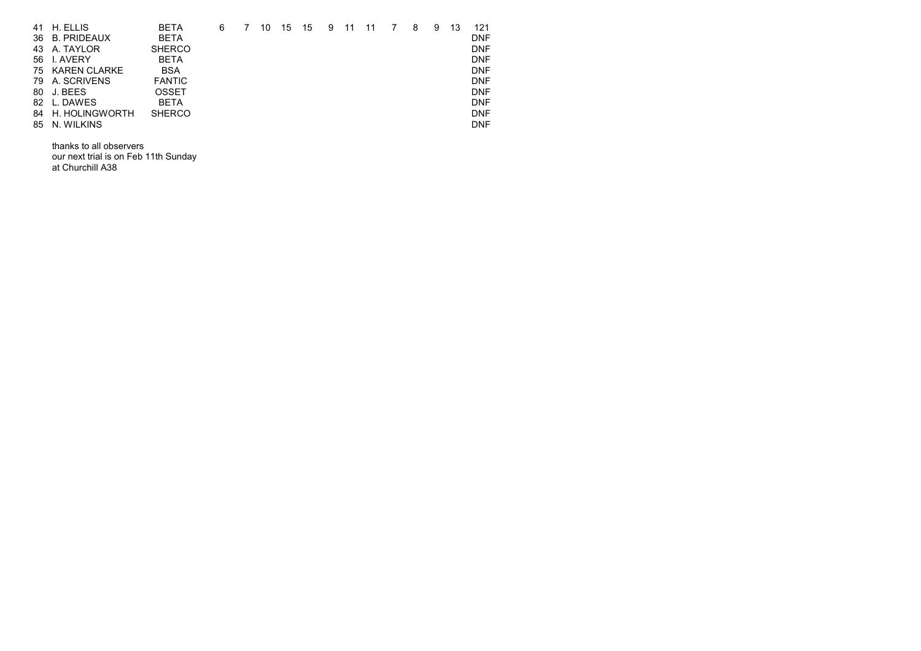| | | | | | | | | | | | | | | | | |
|---|---|---|---|---|---|---|---|---|---|---|---|---|---|---|---|---|
| 41 | H. ELLIS | BETA | 6 | 7 | 10 | 15 | 15 | 9 | 11 | 11 | 7 | 8 | 9 | 13 | 121 |
| 36 | B. PRIDEAUX | BETA | | | | | | | | | | | | | DNF |
| 43 | A. TAYLOR | SHERCO | | | | | | | | | | | | | DNF |
| 56 | I. AVERY | BETA | | | | | | | | | | | | | DNF |
| 75 | KAREN CLARKE | BSA | | | | | | | | | | | | | DNF |
| 79 | A. SCRIVENS | FANTIC | | | | | | | | | | | | | DNF |
| 80 | J. BEES | OSSET | | | | | | | | | | | | | DNF |
| 82 | L. DAWES | BETA | | | | | | | | | | | | | DNF |
| 84 | H. HOLINGWORTH | SHERCO | | | | | | | | | | | | | DNF |
| 85 | N. WILKINS | | | | | | | | | | | | | | DNF |

thanks to all observers
our next trial is on Feb 11th Sunday
at Churchill A38